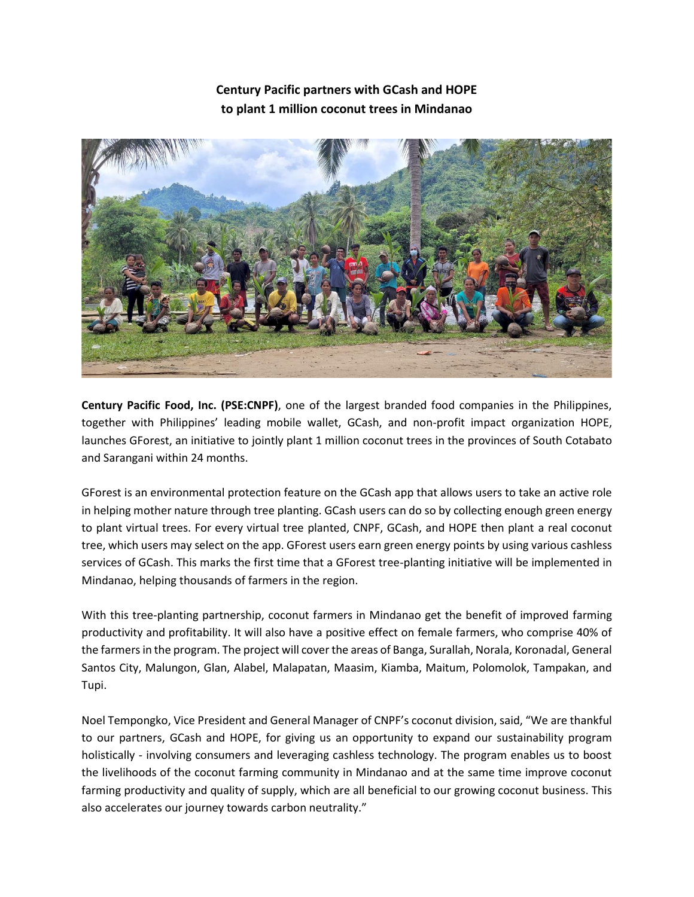**Century Pacific partners with GCash and HOPE to plant 1 million coconut trees in Mindanao**

**Century Pacific Food, Inc. (PSE:CNPF)**, one of the largest branded food companies in the Philippines, together with Philippines' leading mobile wallet, GCash, and non-profit impact organization HOPE, launches GForest, an initiative to jointly plant 1 million coconut trees in the provinces of South Cotabato and Sarangani within 24 months.

GForest is an environmental protection feature on the GCash app that allows users to take an active role in helping mother nature through tree planting. GCash users can do so by collecting enough green energy to plant virtual trees. For every virtual tree planted, CNPF, GCash, and HOPE then plant a real coconut tree, which users may select on the app. GForest users earn green energy points by using various cashless services of GCash. This marks the first time that a GForest tree-planting initiative will be implemented in Mindanao, helping thousands of farmers in the region.

With this tree-planting partnership, coconut farmers in Mindanao get the benefit of improved farming productivity and profitability. It will also have a positive effect on female farmers, who comprise 40% of the farmers in the program. The project will cover the areas of Banga, Surallah, Norala, Koronadal, General Santos City, Malungon, Glan, Alabel, Malapatan, Maasim, Kiamba, Maitum, Polomolok, Tampakan, and Tupi.

Noel Tempongko, Vice President and General Manager of CNPF's coconut division, said, "We are thankful to our partners, GCash and HOPE, for giving us an opportunity to expand our sustainability program holistically - involving consumers and leveraging cashless technology. The program enables us to boost the livelihoods of the coconut farming community in Mindanao and at the same time improve coconut farming productivity and quality of supply, which are all beneficial to our growing coconut business. This also accelerates our journey towards carbon neutrality."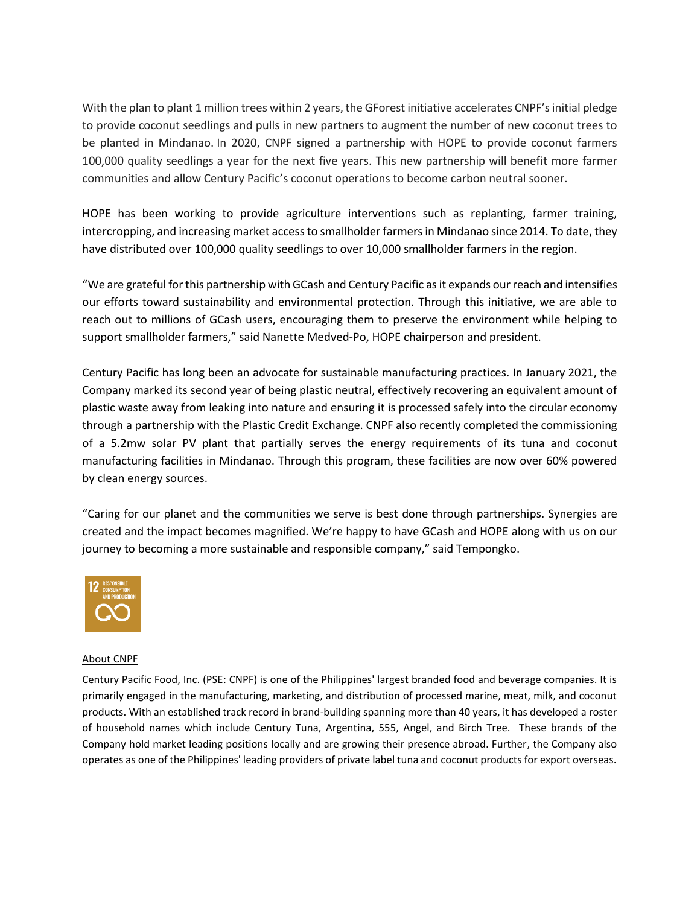With the plan to plant 1 million trees within 2 years, the GForest initiative accelerates CNPF's initial pledge to provide coconut seedlings and pulls in new partners to augment the number of new coconut trees to be planted in Mindanao. In 2020, CNPF signed a partnership with HOPE to provide coconut farmers 100,000 quality seedlings a year for the next five years. This new partnership will benefit more farmer communities and allow Century Pacific's coconut operations to become carbon neutral sooner.

HOPE has been working to provide agriculture interventions such as replanting, farmer training, intercropping, and increasing market access to smallholder farmers in Mindanao since 2014. To date, they have distributed over 100,000 quality seedlings to over 10,000 smallholder farmers in the region.

"We are grateful for this partnership with GCash and Century Pacific as it expands our reach and intensifies our efforts toward sustainability and environmental protection. Through this initiative, we are able to reach out to millions of GCash users, encouraging them to preserve the environment while helping to support smallholder farmers," said Nanette Medved-Po, HOPE chairperson and president.

Century Pacific has long been an advocate for sustainable manufacturing practices. In January 2021, the Company marked its second year of being plastic neutral, effectively recovering an equivalent amount of plastic waste away from leaking into nature and ensuring it is processed safely into the circular economy through a partnership with the Plastic Credit Exchange. CNPF also recently completed the commissioning of a 5.2mw solar PV plant that partially serves the energy requirements of its tuna and coconut manufacturing facilities in Mindanao. Through this program, these facilities are now over 60% powered by clean energy sources.

"Caring for our planet and the communities we serve is best done through partnerships. Synergies are created and the impact becomes magnified. We're happy to have GCash and HOPE along with us on our journey to becoming a more sustainable and responsible company," said Tempongko.

12 RESPONSIBLE CONSUMPTION AND PRODUCTION

About CNPF

Century Pacific Food, Inc. (PSE: CNPF) is one of the Philippines' largest branded food and beverage companies. It is primarily engaged in the manufacturing, marketing, and distribution of processed marine, meat, milk, and coconut products. With an established track record in brand-building spanning more than 40 years, it has developed a roster of household names which include Century Tuna, Argentina, 555, Angel, and Birch Tree. These brands of the Company hold market leading positions locally and are growing their presence abroad. Further, the Company also operates as one of the Philippines' leading providers of private label tuna and coconut products for export overseas.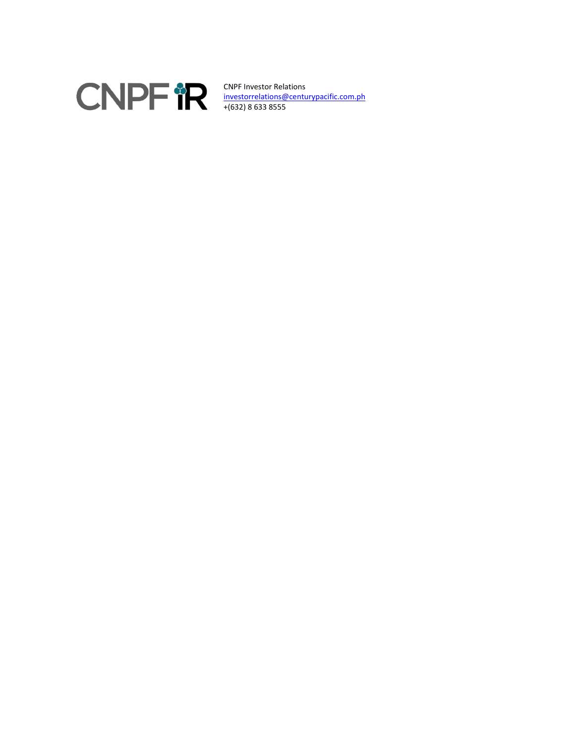CNPF iR

CNPF Investor Relations
investorrelations@centurypacific.com.ph
+(632) 8 633 8555